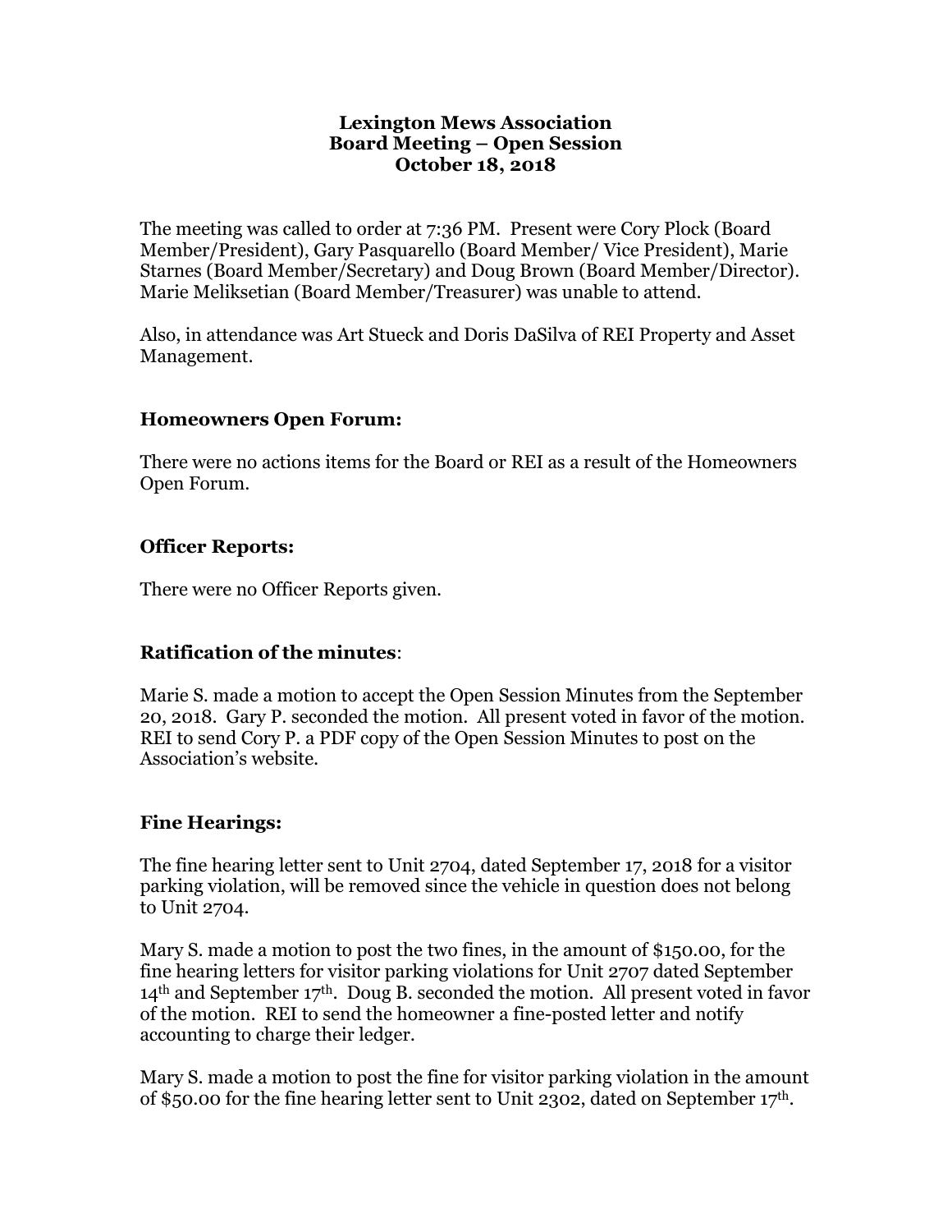# Lexington Mews Association
## Board Meeting – Open Session
## October 18, 2018

The meeting was called to order at 7:36 PM. Present were Cory Plock (Board Member/President), Gary Pasquarello (Board Member/ Vice President), Marie Starnes (Board Member/Secretary) and Doug Brown (Board Member/Director). Marie Meliksetian (Board Member/Treasurer) was unable to attend.

Also, in attendance was Art Stueck and Doris DaSilva of REI Property and Asset Management.

### Homeowners Open Forum:

There were no actions items for the Board or REI as a result of the Homeowners Open Forum.

### Officer Reports:

There were no Officer Reports given.

### Ratification of the minutes:

Marie S. made a motion to accept the Open Session Minutes from the September 20, 2018. Gary P. seconded the motion. All present voted in favor of the motion. REI to send Cory P. a PDF copy of the Open Session Minutes to post on the Association's website.

### Fine Hearings:

The fine hearing letter sent to Unit 2704, dated September 17, 2018 for a visitor parking violation, will be removed since the vehicle in question does not belong to Unit 2704.

Mary S. made a motion to post the two fines, in the amount of $150.00, for the fine hearing letters for visitor parking violations for Unit 2707 dated September 14th and September 17th. Doug B. seconded the motion. All present voted in favor of the motion. REI to send the homeowner a fine-posted letter and notify accounting to charge their ledger.

Mary S. made a motion to post the fine for visitor parking violation in the amount of $50.00 for the fine hearing letter sent to Unit 2302, dated on September 17th.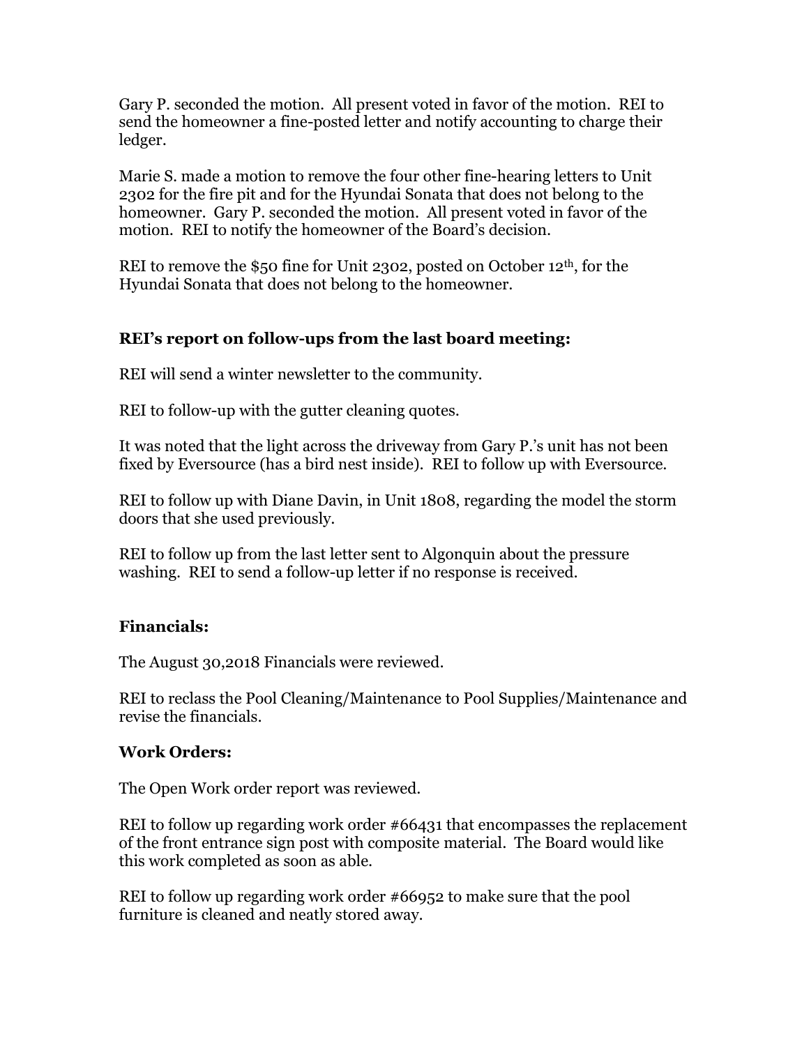Gary P. seconded the motion. All present voted in favor of the motion. REI to send the homeowner a fine-posted letter and notify accounting to charge their ledger.

Marie S. made a motion to remove the four other fine-hearing letters to Unit 2302 for the fire pit and for the Hyundai Sonata that does not belong to the homeowner. Gary P. seconded the motion. All present voted in favor of the motion. REI to notify the homeowner of the Board's decision.

REI to remove the $50 fine for Unit 2302, posted on October 12th, for the Hyundai Sonata that does not belong to the homeowner.

### REI's report on follow-ups from the last board meeting:

REI will send a winter newsletter to the community.

REI to follow-up with the gutter cleaning quotes.

It was noted that the light across the driveway from Gary P.'s unit has not been fixed by Eversource (has a bird nest inside). REI to follow up with Eversource.

REI to follow up with Diane Davin, in Unit 1808, regarding the model the storm doors that she used previously.

REI to follow up from the last letter sent to Algonquin about the pressure washing. REI to send a follow-up letter if no response is received.

### Financials:

The August 30,2018 Financials were reviewed.

REI to reclass the Pool Cleaning/Maintenance to Pool Supplies/Maintenance and revise the financials.

### Work Orders:

The Open Work order report was reviewed.

REI to follow up regarding work order #66431 that encompasses the replacement of the front entrance sign post with composite material. The Board would like this work completed as soon as able.

REI to follow up regarding work order #66952 to make sure that the pool furniture is cleaned and neatly stored away.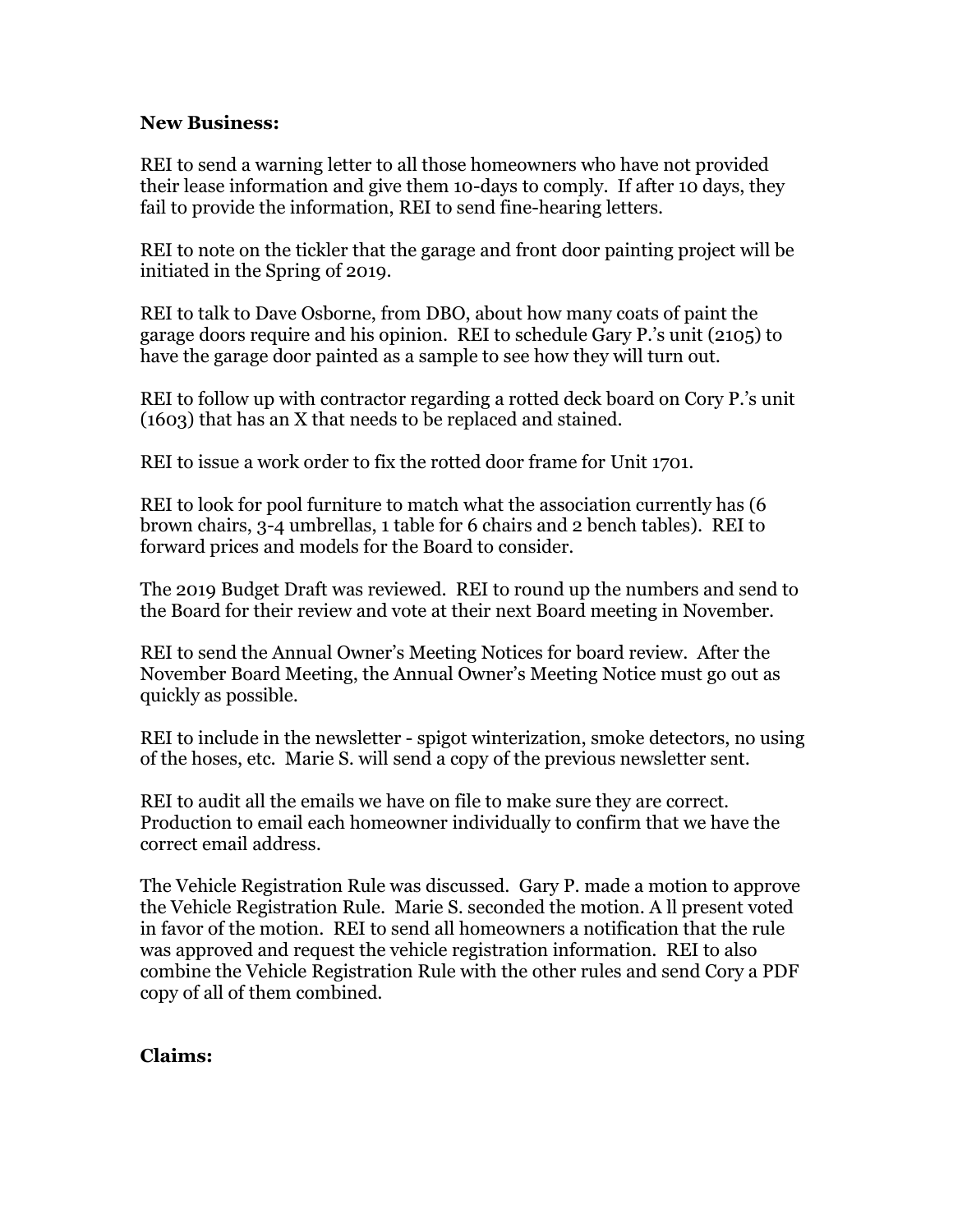**New Business:**

REI to send a warning letter to all those homeowners who have not provided their lease information and give them 10-days to comply. If after 10 days, they fail to provide the information, REI to send fine-hearing letters.

REI to note on the tickler that the garage and front door painting project will be initiated in the Spring of 2019.

REI to talk to Dave Osborne, from DBO, about how many coats of paint the garage doors require and his opinion. REI to schedule Gary P.'s unit (2105) to have the garage door painted as a sample to see how they will turn out.

REI to follow up with contractor regarding a rotted deck board on Cory P.'s unit (1603) that has an X that needs to be replaced and stained.

REI to issue a work order to fix the rotted door frame for Unit 1701.

REI to look for pool furniture to match what the association currently has (6 brown chairs, 3-4 umbrellas, 1 table for 6 chairs and 2 bench tables). REI to forward prices and models for the Board to consider.

The 2019 Budget Draft was reviewed. REI to round up the numbers and send to the Board for their review and vote at their next Board meeting in November.

REI to send the Annual Owner's Meeting Notices for board review. After the November Board Meeting, the Annual Owner's Meeting Notice must go out as quickly as possible.

REI to include in the newsletter - spigot winterization, smoke detectors, no using of the hoses, etc. Marie S. will send a copy of the previous newsletter sent.

REI to audit all the emails we have on file to make sure they are correct. Production to email each homeowner individually to confirm that we have the correct email address.

The Vehicle Registration Rule was discussed. Gary P. made a motion to approve the Vehicle Registration Rule. Marie S. seconded the motion. A ll present voted in favor of the motion. REI to send all homeowners a notification that the rule was approved and request the vehicle registration information. REI to also combine the Vehicle Registration Rule with the other rules and send Cory a PDF copy of all of them combined.

**Claims:**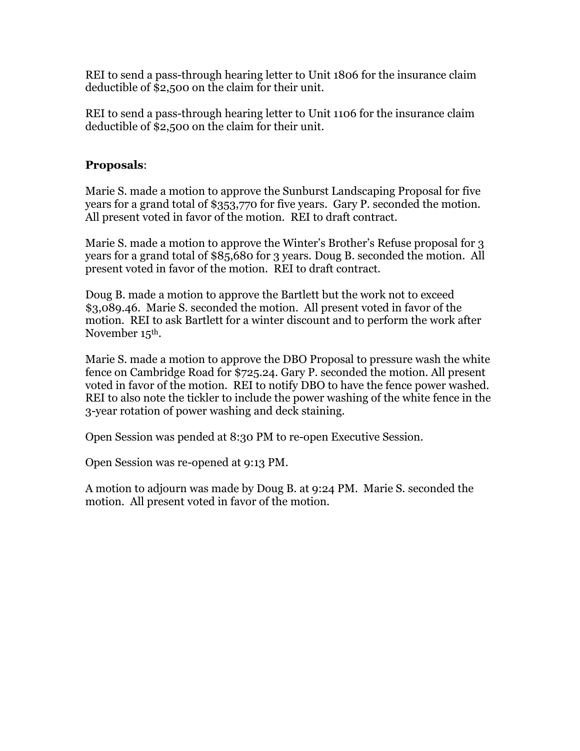REI to send a pass-through hearing letter to Unit 1806 for the insurance claim deductible of $2,500 on the claim for their unit.

REI to send a pass-through hearing letter to Unit 1106 for the insurance claim deductible of $2,500 on the claim for their unit.

**Proposals**:

Marie S. made a motion to approve the Sunburst Landscaping Proposal for five years for a grand total of $353,770 for five years. Gary P. seconded the motion. All present voted in favor of the motion. REI to draft contract.

Marie S. made a motion to approve the Winter's Brother's Refuse proposal for 3 years for a grand total of $85,680 for 3 years. Doug B. seconded the motion. All present voted in favor of the motion. REI to draft contract.

Doug B. made a motion to approve the Bartlett but the work not to exceed $3,089.46. Marie S. seconded the motion. All present voted in favor of the motion. REI to ask Bartlett for a winter discount and to perform the work after November 15th.

Marie S. made a motion to approve the DBO Proposal to pressure wash the white fence on Cambridge Road for $725.24. Gary P. seconded the motion. All present voted in favor of the motion. REI to notify DBO to have the fence power washed. REI to also note the tickler to include the power washing of the white fence in the 3-year rotation of power washing and deck staining.

Open Session was pended at 8:30 PM to re-open Executive Session.

Open Session was re-opened at 9:13 PM.

A motion to adjourn was made by Doug B. at 9:24 PM. Marie S. seconded the motion. All present voted in favor of the motion.